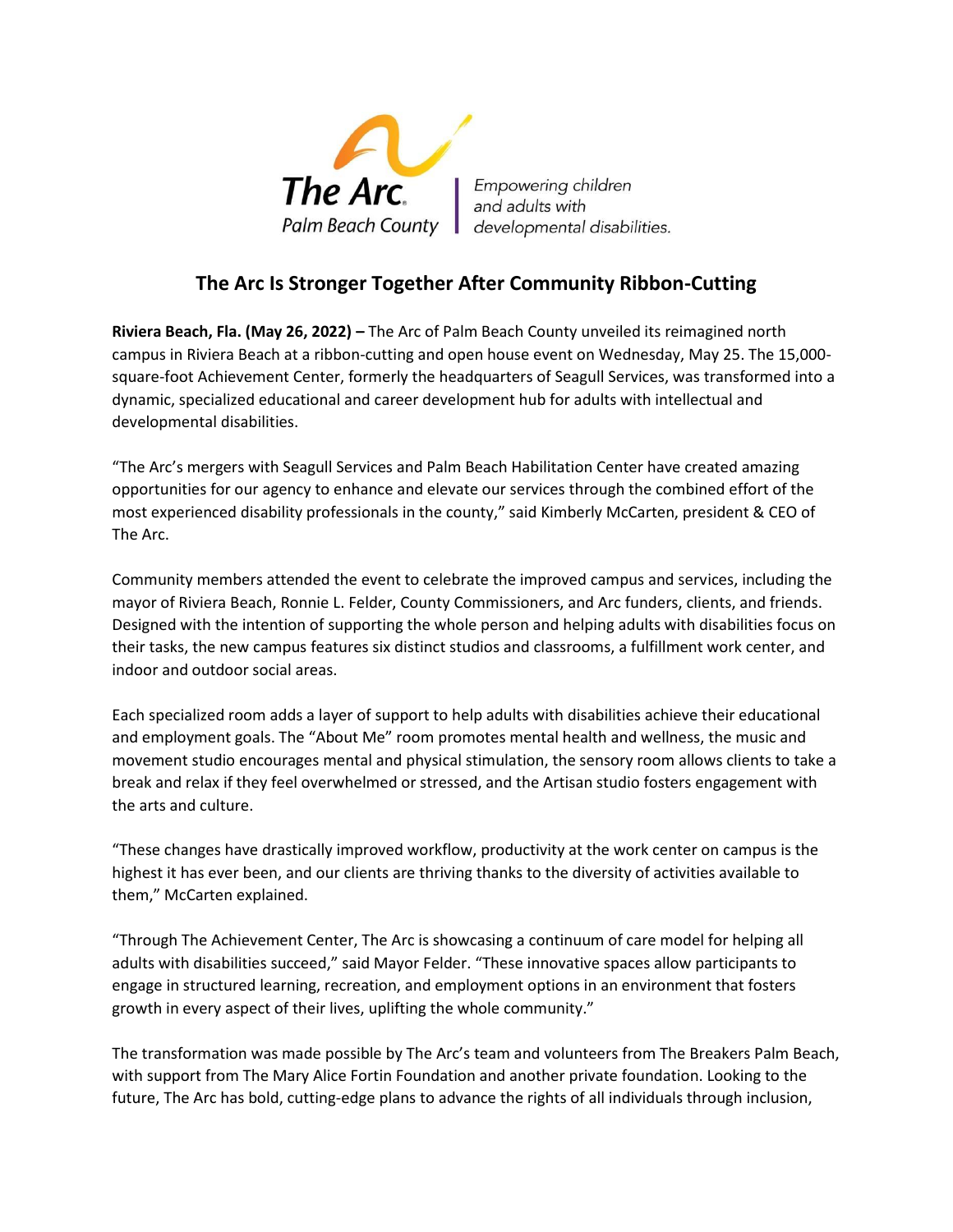The Arc. Palm Beach County | Empowering children and adults with developmental disabilities.

# The Arc Is Stronger Together After Community Ribbon-Cutting

**Riviera Beach, Fla. (May 26, 2022) –** The Arc of Palm Beach County unveiled its reimagined north campus in Riviera Beach at a ribbon-cutting and open house event on Wednesday, May 25. The 15,000-square-foot Achievement Center, formerly the headquarters of Seagull Services, was transformed into a dynamic, specialized educational and career development hub for adults with intellectual and developmental disabilities.

"The Arc's mergers with Seagull Services and Palm Beach Habilitation Center have created amazing opportunities for our agency to enhance and elevate our services through the combined effort of the most experienced disability professionals in the county," said Kimberly McCarten, president & CEO of The Arc.

Community members attended the event to celebrate the improved campus and services, including the mayor of Riviera Beach, Ronnie L. Felder, County Commissioners, and Arc funders, clients, and friends. Designed with the intention of supporting the whole person and helping adults with disabilities focus on their tasks, the new campus features six distinct studios and classrooms, a fulfillment work center, and indoor and outdoor social areas.

Each specialized room adds a layer of support to help adults with disabilities achieve their educational and employment goals. The "About Me" room promotes mental health and wellness, the music and movement studio encourages mental and physical stimulation, the sensory room allows clients to take a break and relax if they feel overwhelmed or stressed, and the Artisan studio fosters engagement with the arts and culture.

"These changes have drastically improved workflow, productivity at the work center on campus is the highest it has ever been, and our clients are thriving thanks to the diversity of activities available to them," McCarten explained.

"Through The Achievement Center, The Arc is showcasing a continuum of care model for helping all adults with disabilities succeed," said Mayor Felder. "These innovative spaces allow participants to engage in structured learning, recreation, and employment options in an environment that fosters growth in every aspect of their lives, uplifting the whole community."

The transformation was made possible by The Arc's team and volunteers from The Breakers Palm Beach, with support from The Mary Alice Fortin Foundation and another private foundation. Looking to the future, The Arc has bold, cutting-edge plans to advance the rights of all individuals through inclusion,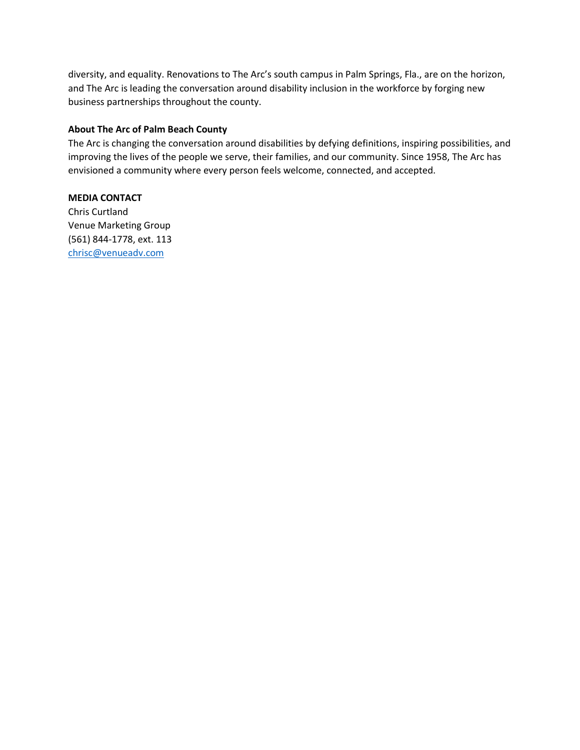diversity, and equality. Renovations to The Arc's south campus in Palm Springs, Fla., are on the horizon, and The Arc is leading the conversation around disability inclusion in the workforce by forging new business partnerships throughout the county.

**About The Arc of Palm Beach County**

The Arc is changing the conversation around disabilities by defying definitions, inspiring possibilities, and improving the lives of the people we serve, their families, and our community. Since 1958, The Arc has envisioned a community where every person feels welcome, connected, and accepted.

**MEDIA CONTACT**

Chris Curtland
Venue Marketing Group
(561) 844-1778, ext. 113
chrisc@venueadv.com